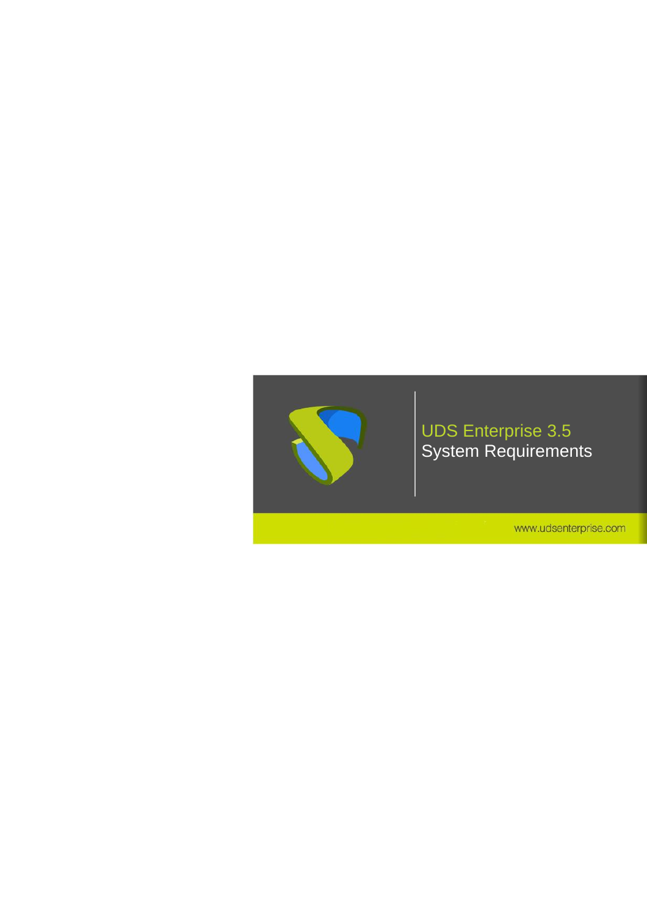# UDS Enterprise 3.5

## System Requirements

www.udsenterprise.com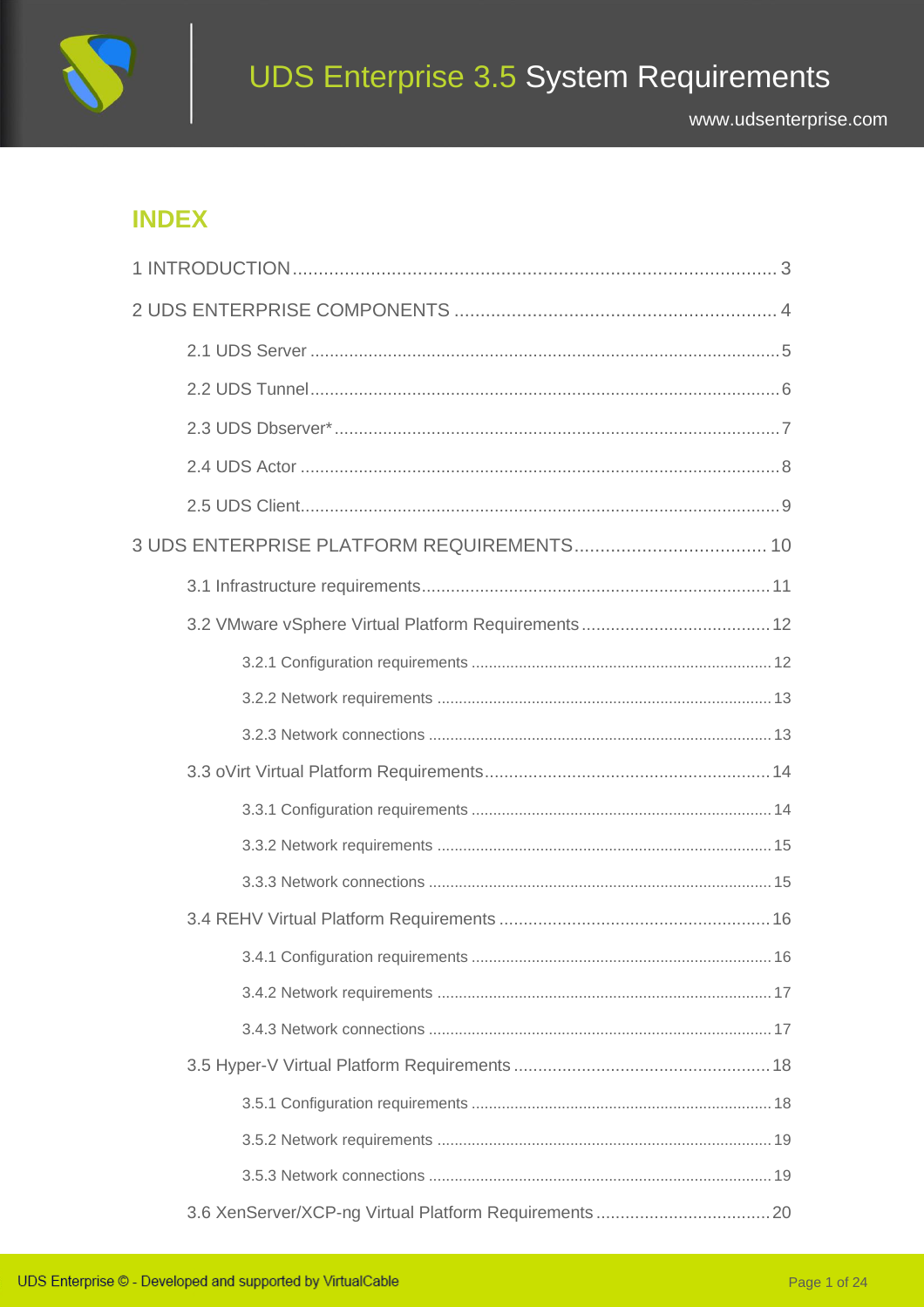## INDEX

1 INTRODUCTION .......... 3

2 UDS ENTERPRISE COMPONENTS .......... 4

- 2.1 UDS Server .......... 5
- 2.2 UDS Tunnel .......... 6
- 2.3 UDS Dbserver* .......... 7
- 2.4 UDS Actor .......... 8
- 2.5 UDS Client .......... 9

3 UDS ENTERPRISE PLATFORM REQUIREMENTS .......... 10

- 3.1 Infrastructure requirements .......... 11
- 3.2 VMware vSphere Virtual Platform Requirements .......... 12
  - 3.2.1 Configuration requirements .......... 12
  - 3.2.2 Network requirements .......... 13
  - 3.2.3 Network connections .......... 13
- 3.3 oVirt Virtual Platform Requirements .......... 14
  - 3.3.1 Configuration requirements .......... 14
  - 3.3.2 Network requirements .......... 15
  - 3.3.3 Network connections .......... 15
- 3.4 REHV Virtual Platform Requirements .......... 16
  - 3.4.1 Configuration requirements .......... 16
  - 3.4.2 Network requirements .......... 17
  - 3.4.3 Network connections .......... 17
- 3.5 Hyper-V Virtual Platform Requirements .......... 18
  - 3.5.1 Configuration requirements .......... 18
  - 3.5.2 Network requirements .......... 19
  - 3.5.3 Network connections .......... 19
- 3.6 XenServer/XCP-ng Virtual Platform Requirements .......... 20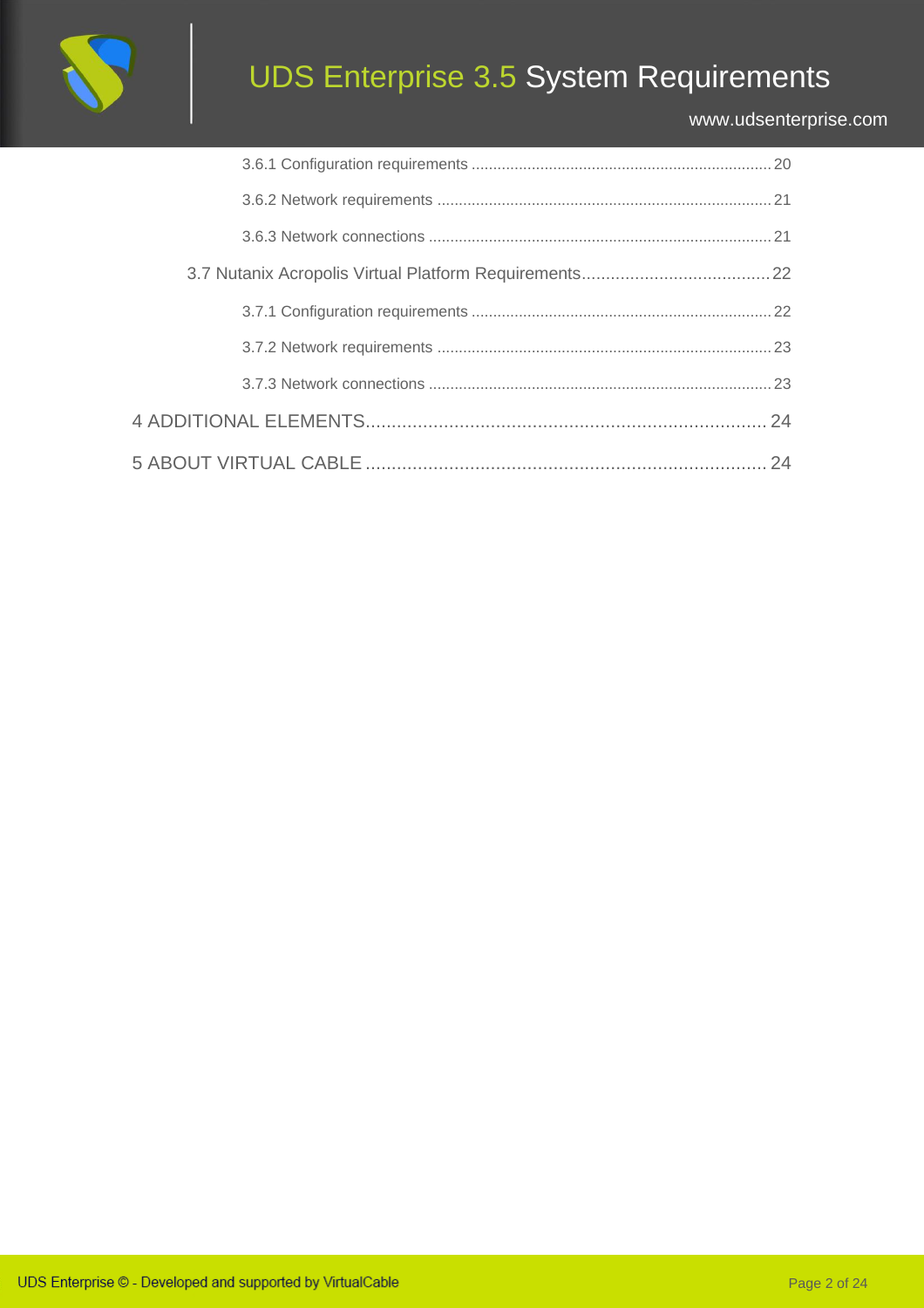3.6.1 Configuration requirements ..................................................................... 20

3.6.2 Network requirements ............................................................................ 21

3.6.3 Network connections .............................................................................. 21

3.7 Nutanix Acropolis Virtual Platform Requirements...................................... 22

3.7.1 Configuration requirements ..................................................................... 22

3.7.2 Network requirements ............................................................................ 23

3.7.3 Network connections .............................................................................. 23

4 ADDITIONAL ELEMENTS............................................................................ 24

5 ABOUT VIRTUAL CABLE ............................................................................ 24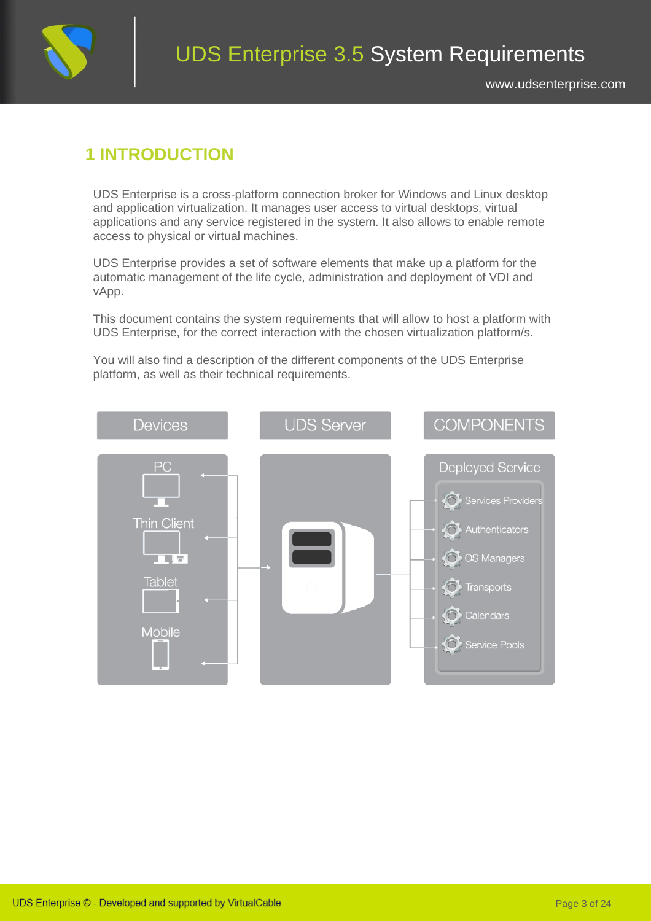# 1 INTRODUCTION

UDS Enterprise is a cross-platform connection broker for Windows and Linux desktop and application virtualization. It manages user access to virtual desktops, virtual applications and any service registered in the system. It also allows to enable remote access to physical or virtual machines.

UDS Enterprise provides a set of software elements that make up a platform for the automatic management of the life cycle, administration and deployment of VDI and vApp.

This document contains the system requirements that will allow to host a platform with UDS Enterprise, for the correct interaction with the chosen virtualization platform/s.

You will also find a description of the different components of the UDS Enterprise platform, as well as their technical requirements.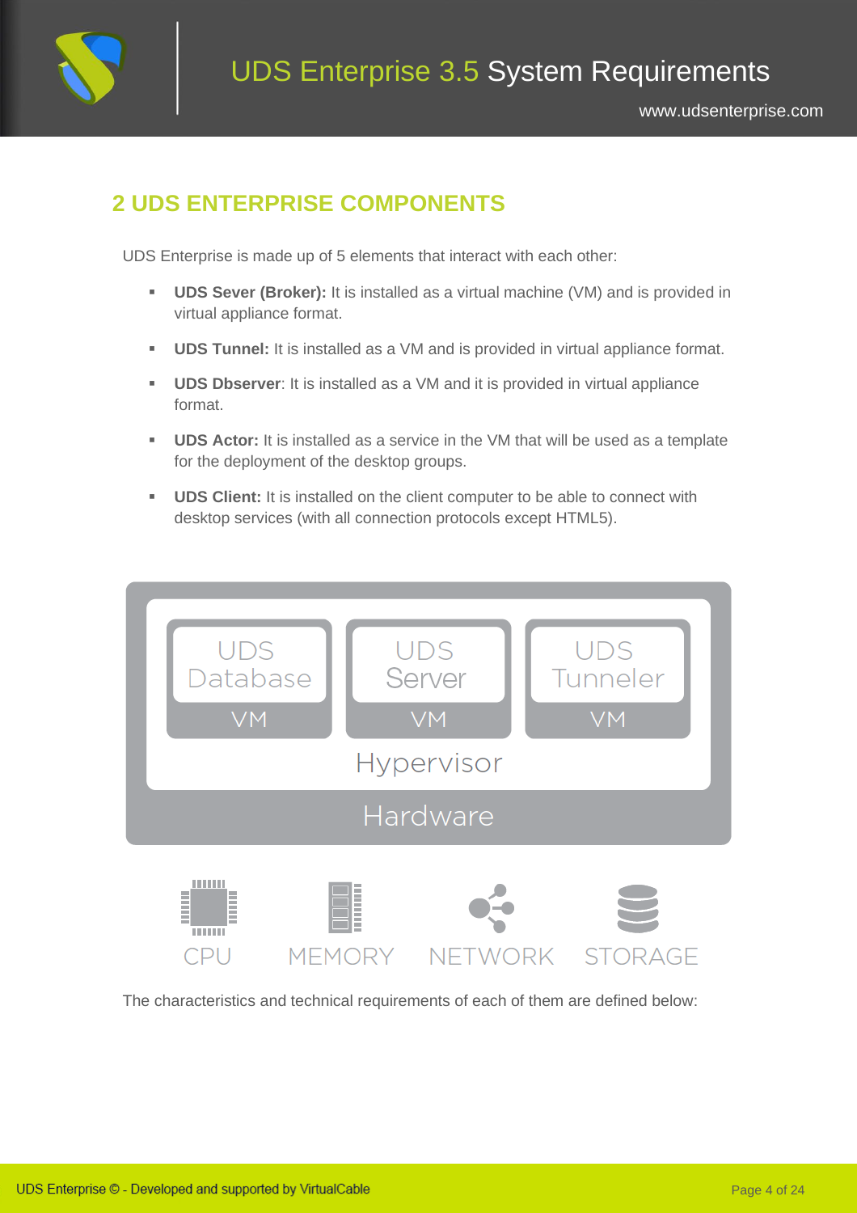## 2 UDS ENTERPRISE COMPONENTS

UDS Enterprise is made up of 5 elements that interact with each other:

- **UDS Sever (Broker):** It is installed as a virtual machine (VM) and is provided in virtual appliance format.
- **UDS Tunnel:** It is installed as a VM and is provided in virtual appliance format.
- **UDS Dbserver**: It is installed as a VM and it is provided in virtual appliance format.
- **UDS Actor:** It is installed as a service in the VM that will be used as a template for the deployment of the desktop groups.
- **UDS Client:** It is installed on the client computer to be able to connect with desktop services (with all connection protocols except HTML5).

UDS Database VM | UDS Server VM | UDS Tunneler VM

Hypervisor

Hardware

CPU MEMORY NETWORK STORAGE

The characteristics and technical requirements of each of them are defined below: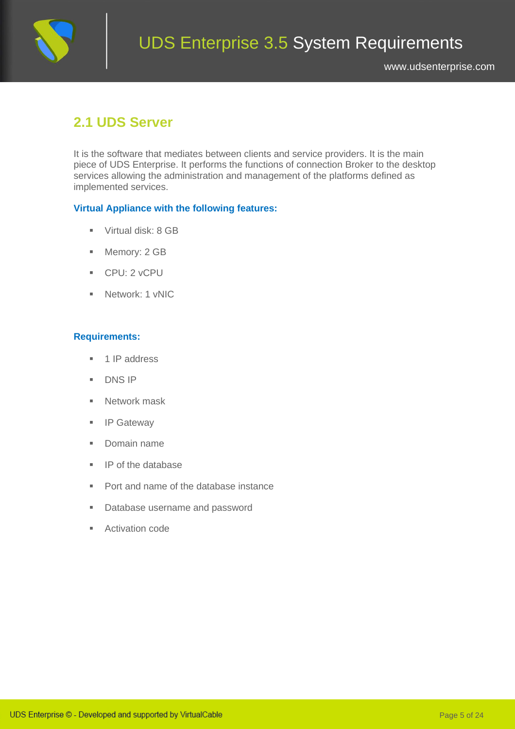## 2.1 UDS Server

It is the software that mediates between clients and service providers. It is the main piece of UDS Enterprise. It performs the functions of connection Broker to the desktop services allowing the administration and management of the platforms defined as implemented services.

**Virtual Appliance with the following features:**

- Virtual disk: 8 GB
- Memory: 2 GB
- CPU: 2 vCPU
- Network: 1 vNIC

**Requirements:**

- 1 IP address
- DNS IP
- Network mask
- IP Gateway
- Domain name
- IP of the database
- Port and name of the database instance
- Database username and password
- Activation code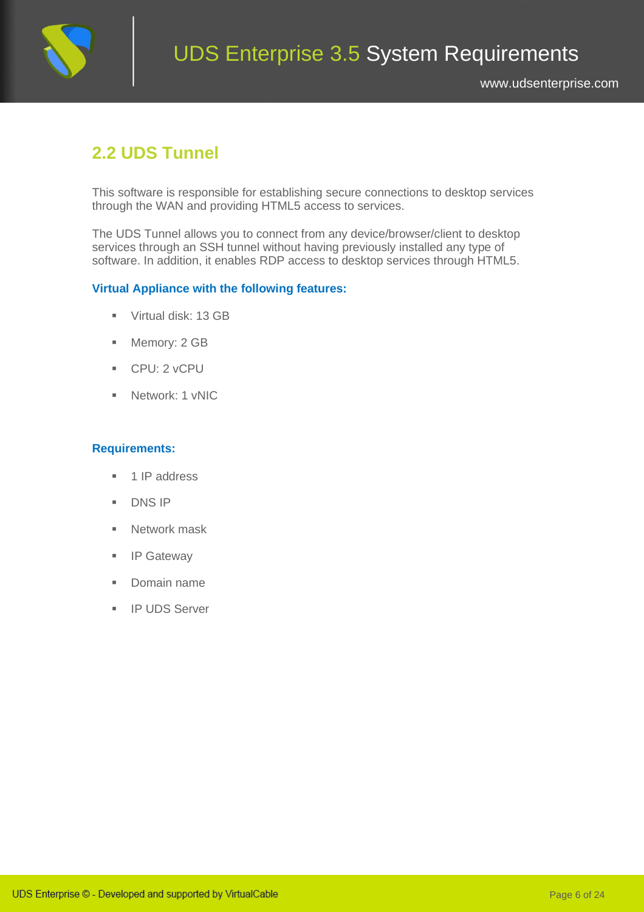## 2.2 UDS Tunnel

This software is responsible for establishing secure connections to desktop services through the WAN and providing HTML5 access to services.

The UDS Tunnel allows you to connect from any device/browser/client to desktop services through an SSH tunnel without having previously installed any type of software. In addition, it enables RDP access to desktop services through HTML5.

**Virtual Appliance with the following features:**

- Virtual disk: 13 GB
- Memory: 2 GB
- CPU: 2 vCPU
- Network: 1 vNIC

**Requirements:**

- 1 IP address
- DNS IP
- Network mask
- IP Gateway
- Domain name
- IP UDS Server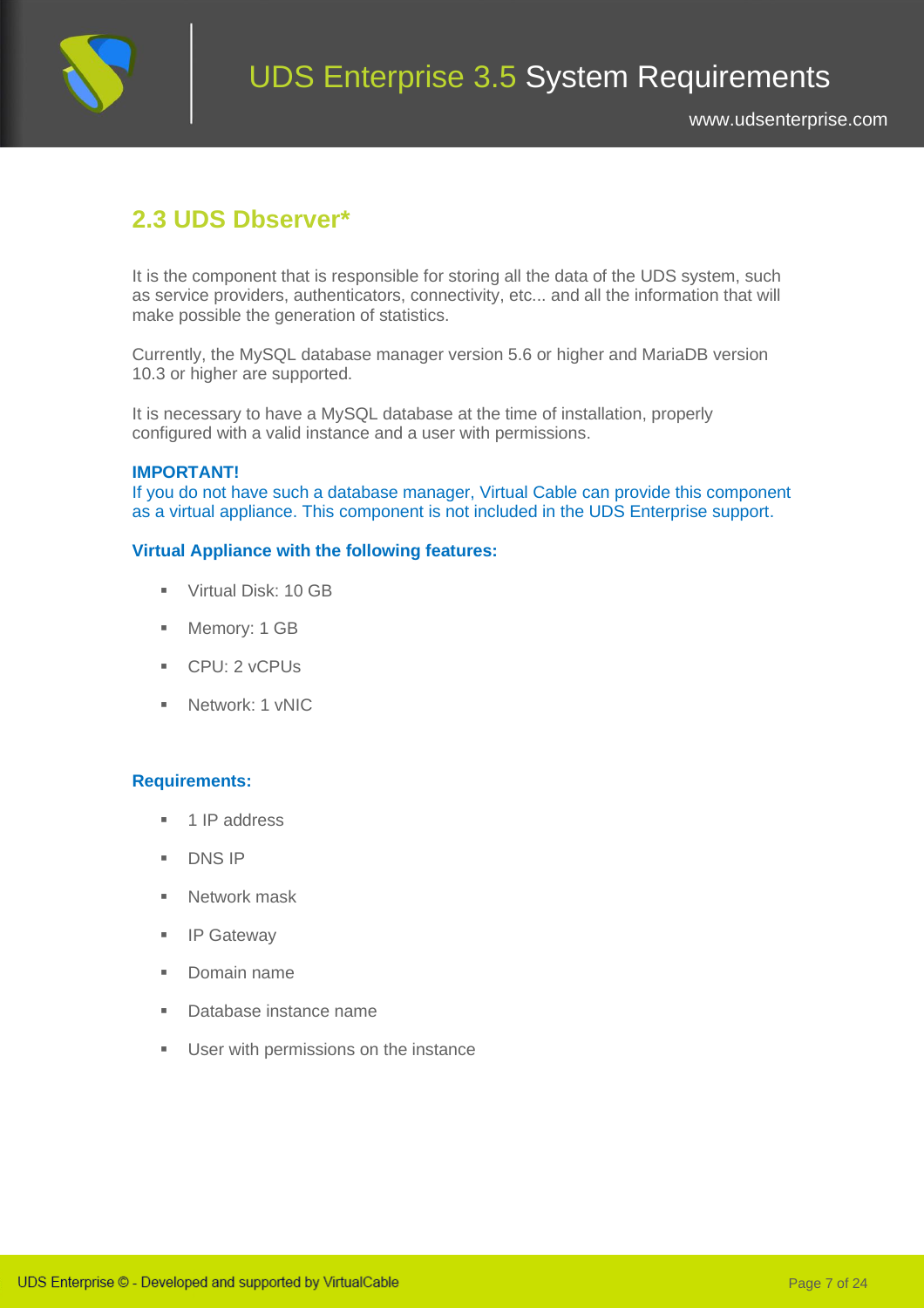## 2.3 UDS Dbserver*

It is the component that is responsible for storing all the data of the UDS system, such as service providers, authenticators, connectivity, etc... and all the information that will make possible the generation of statistics.

Currently, the MySQL database manager version 5.6 or higher and MariaDB version 10.3 or higher are supported.

It is necessary to have a MySQL database at the time of installation, properly configured with a valid instance and a user with permissions.

**IMPORTANT!**
If you do not have such a database manager, Virtual Cable can provide this component as a virtual appliance. This component is not included in the UDS Enterprise support.

**Virtual Appliance with the following features:**

- Virtual Disk: 10 GB
- Memory: 1 GB
- CPU: 2 vCPUs
- Network: 1 vNIC

**Requirements:**

- 1 IP address
- DNS IP
- Network mask
- IP Gateway
- Domain name
- Database instance name
- User with permissions on the instance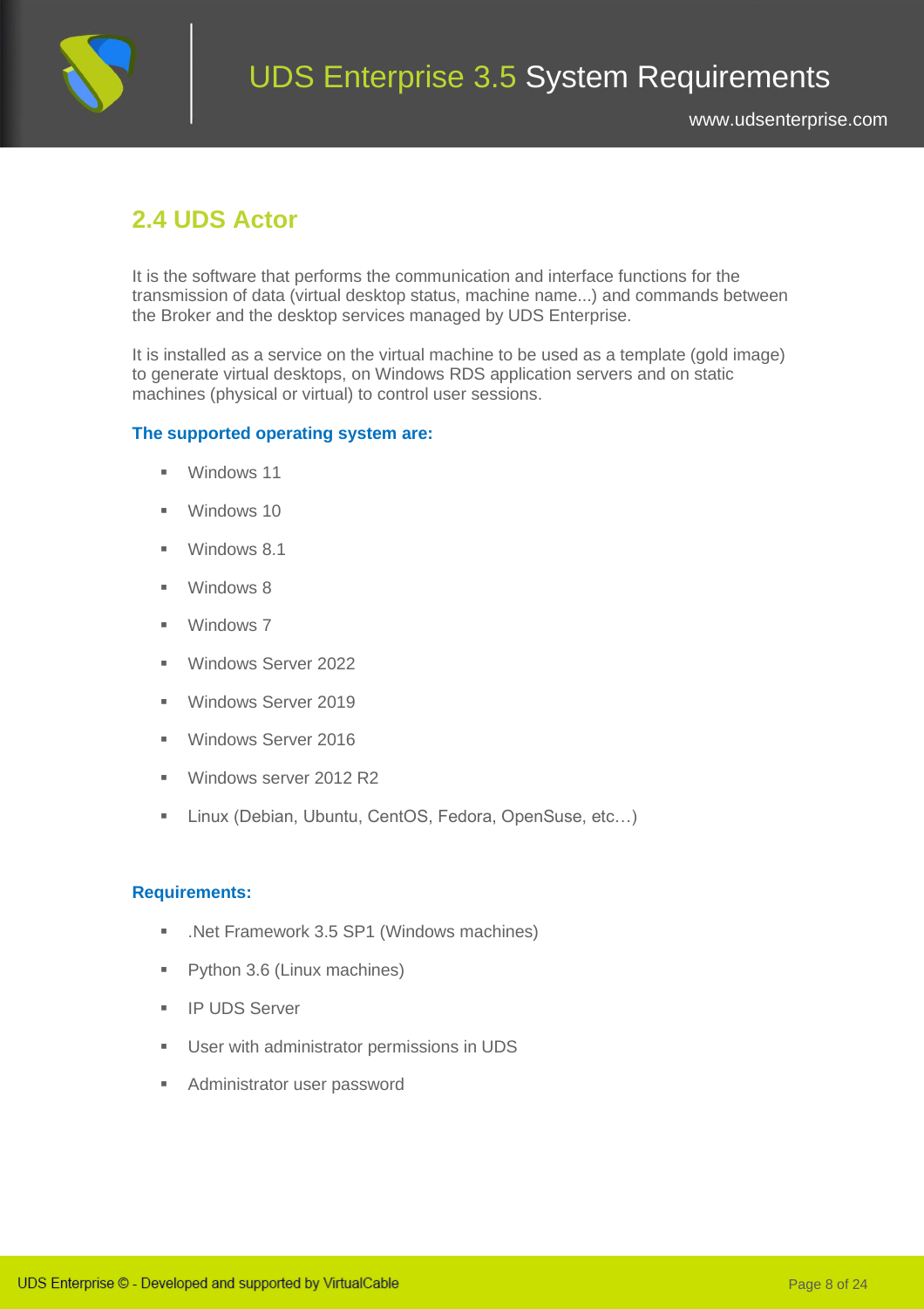## 2.4 UDS Actor

It is the software that performs the communication and interface functions for the transmission of data (virtual desktop status, machine name...) and commands between the Broker and the desktop services managed by UDS Enterprise.

It is installed as a service on the virtual machine to be used as a template (gold image) to generate virtual desktops, on Windows RDS application servers and on static machines (physical or virtual) to control user sessions.

**The supported operating system are:**

- Windows 11
- Windows 10
- Windows 8.1
- Windows 8
- Windows 7
- Windows Server 2022
- Windows Server 2019
- Windows Server 2016
- Windows server 2012 R2
- Linux (Debian, Ubuntu, CentOS, Fedora, OpenSuse, etc…)

**Requirements:**

- .Net Framework 3.5 SP1 (Windows machines)
- Python 3.6 (Linux machines)
- IP UDS Server
- User with administrator permissions in UDS
- Administrator user password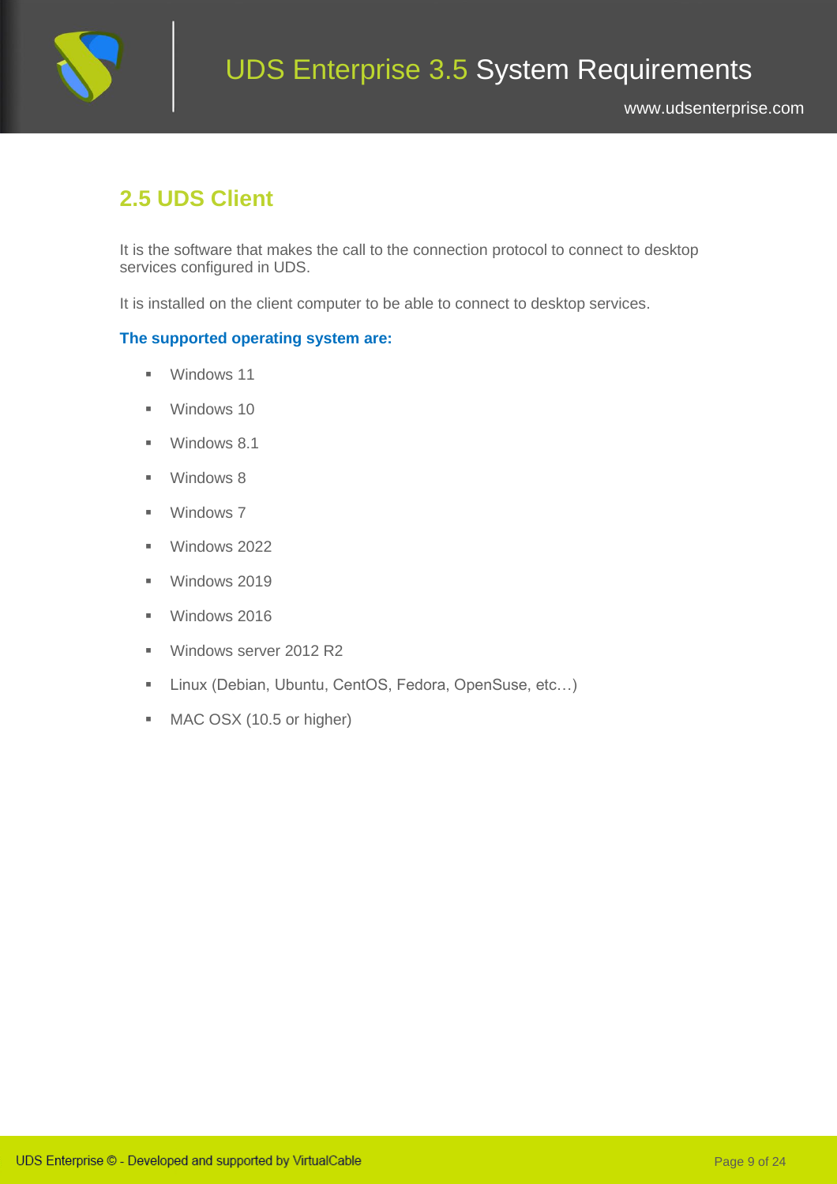## 2.5 UDS Client

It is the software that makes the call to the connection protocol to connect to desktop services configured in UDS.

It is installed on the client computer to be able to connect to desktop services.

**The supported operating system are:**

- Windows 11
- Windows 10
- Windows 8.1
- Windows 8
- Windows 7
- Windows 2022
- Windows 2019
- Windows 2016
- Windows server 2012 R2
- Linux (Debian, Ubuntu, CentOS, Fedora, OpenSuse, etc…)
- MAC OSX (10.5 or higher)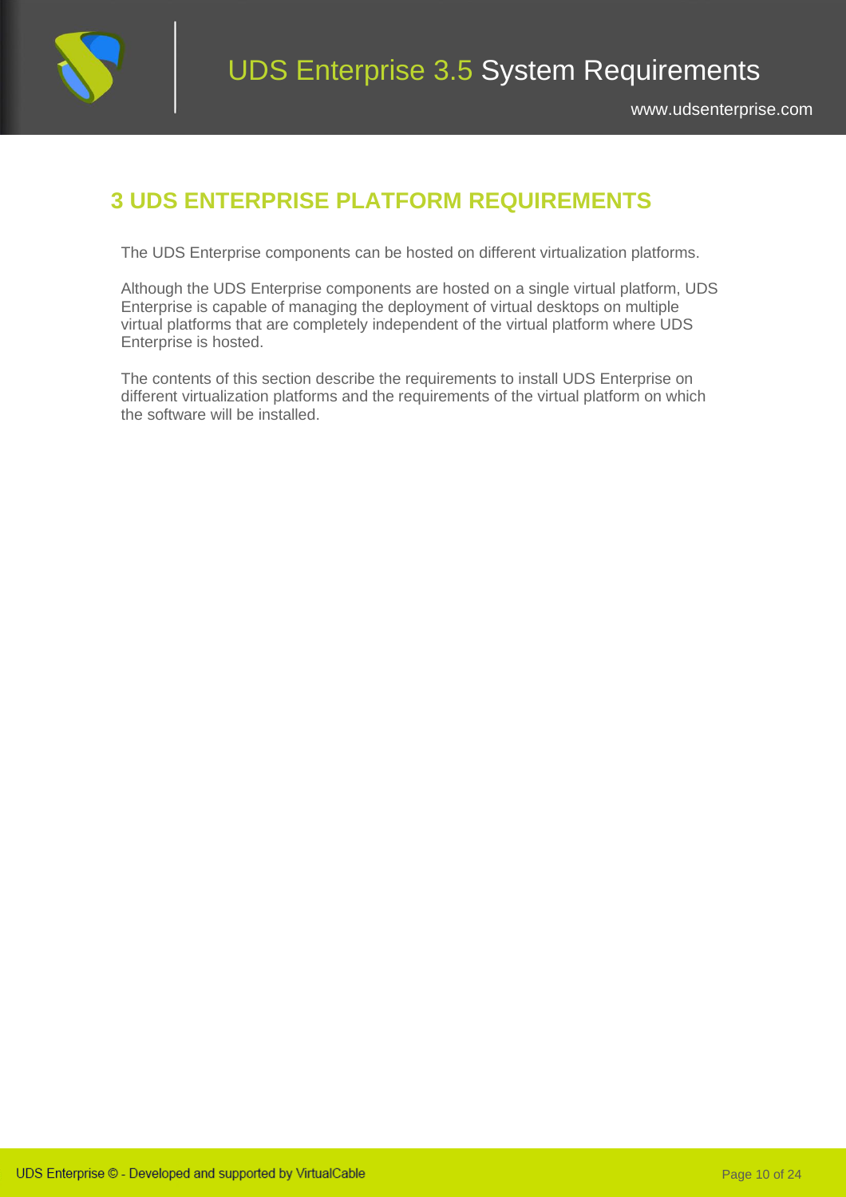# 3 UDS ENTERPRISE PLATFORM REQUIREMENTS

The UDS Enterprise components can be hosted on different virtualization platforms.

Although the UDS Enterprise components are hosted on a single virtual platform, UDS Enterprise is capable of managing the deployment of virtual desktops on multiple virtual platforms that are completely independent of the virtual platform where UDS Enterprise is hosted.

The contents of this section describe the requirements to install UDS Enterprise on different virtualization platforms and the requirements of the virtual platform on which the software will be installed.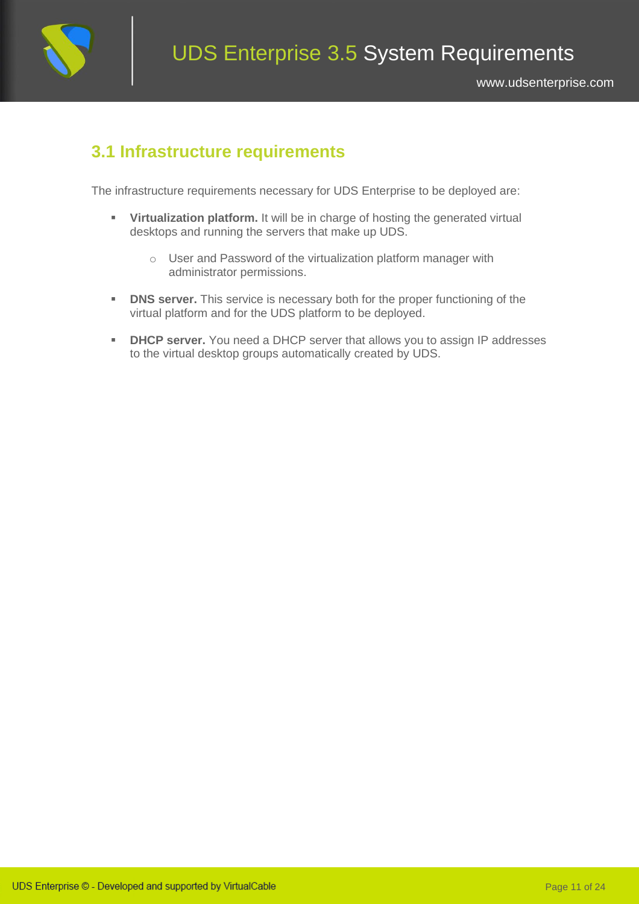## 3.1 Infrastructure requirements

The infrastructure requirements necessary for UDS Enterprise to be deployed are:

- **Virtualization platform.** It will be in charge of hosting the generated virtual desktops and running the servers that make up UDS.
  - User and Password of the virtualization platform manager with administrator permissions.
- **DNS server.** This service is necessary both for the proper functioning of the virtual platform and for the UDS platform to be deployed.
- **DHCP server.** You need a DHCP server that allows you to assign IP addresses to the virtual desktop groups automatically created by UDS.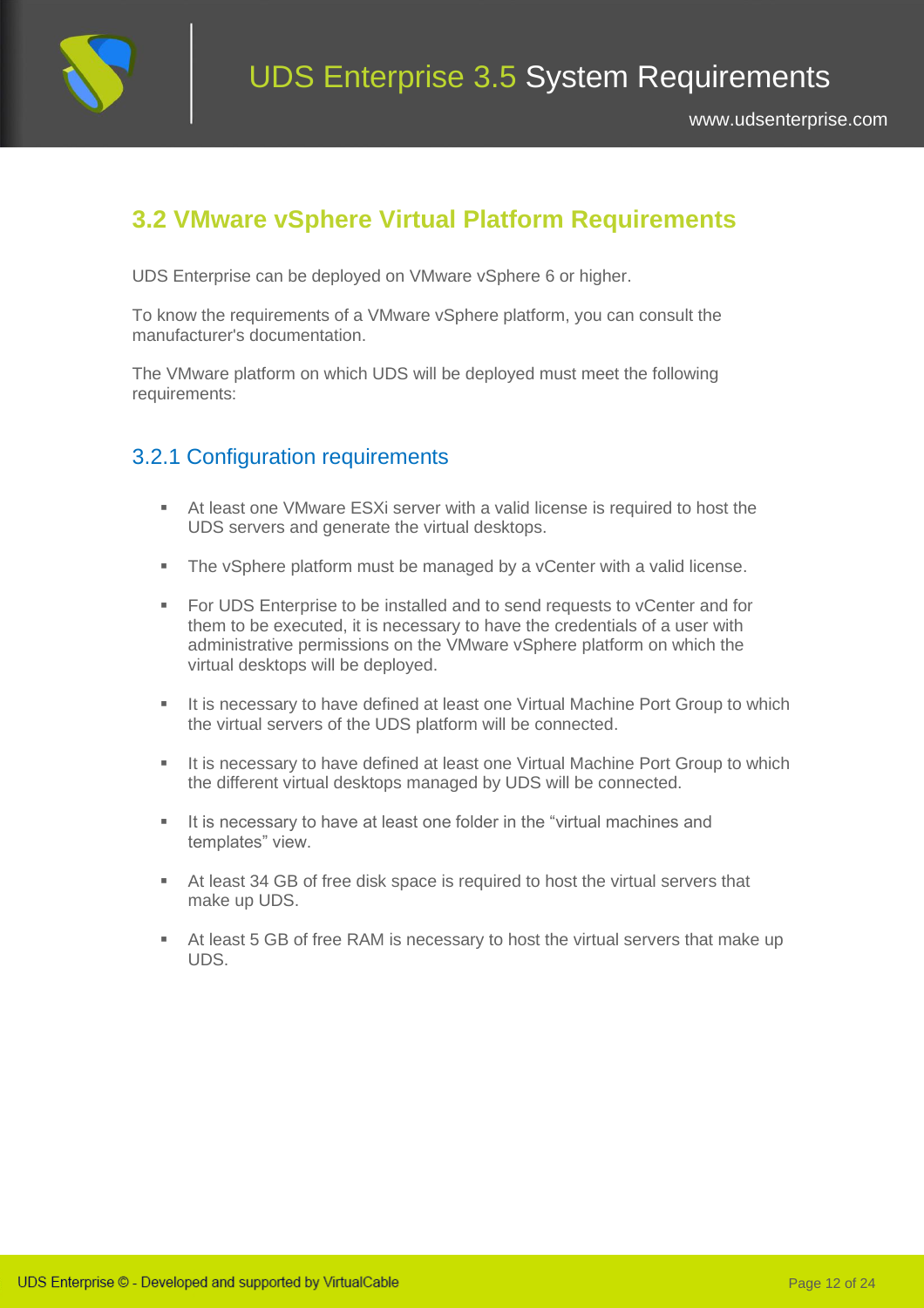## 3.2 VMware vSphere Virtual Platform Requirements

UDS Enterprise can be deployed on VMware vSphere 6 or higher.

To know the requirements of a VMware vSphere platform, you can consult the manufacturer's documentation.

The VMware platform on which UDS will be deployed must meet the following requirements:

### 3.2.1 Configuration requirements

- At least one VMware ESXi server with a valid license is required to host the UDS servers and generate the virtual desktops.
- The vSphere platform must be managed by a vCenter with a valid license.
- For UDS Enterprise to be installed and to send requests to vCenter and for them to be executed, it is necessary to have the credentials of a user with administrative permissions on the VMware vSphere platform on which the virtual desktops will be deployed.
- It is necessary to have defined at least one Virtual Machine Port Group to which the virtual servers of the UDS platform will be connected.
- It is necessary to have defined at least one Virtual Machine Port Group to which the different virtual desktops managed by UDS will be connected.
- It is necessary to have at least one folder in the "virtual machines and templates" view.
- At least 34 GB of free disk space is required to host the virtual servers that make up UDS.
- At least 5 GB of free RAM is necessary to host the virtual servers that make up UDS.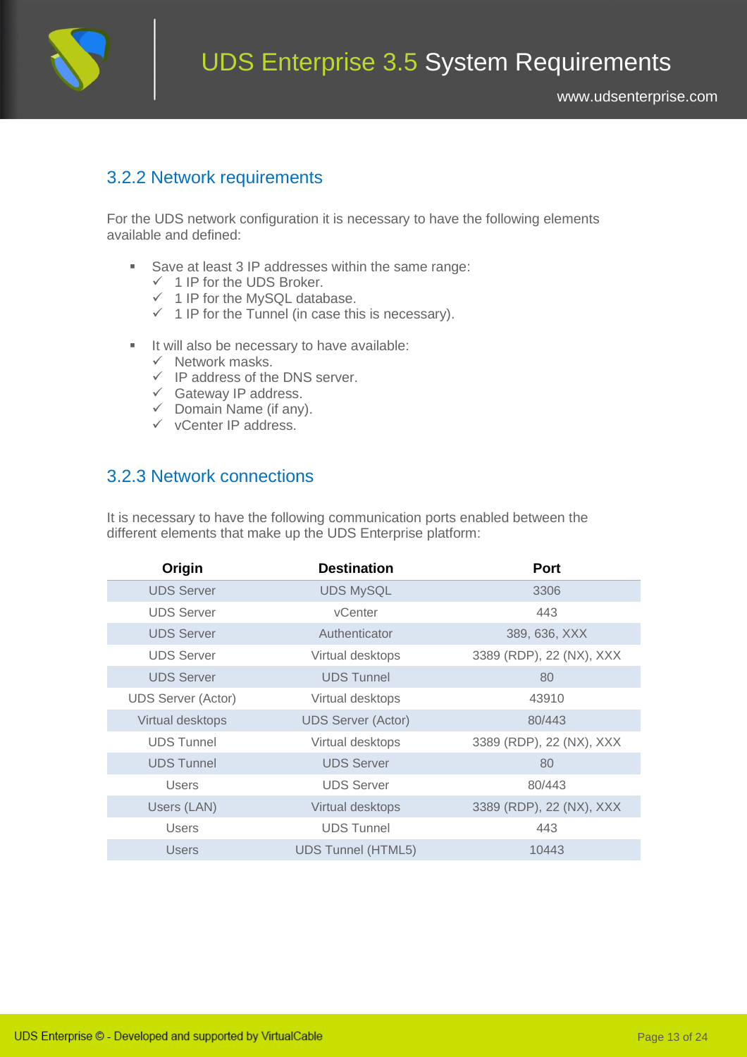### 3.2.2 Network requirements

For the UDS network configuration it is necessary to have the following elements available and defined:

- Save at least 3 IP addresses within the same range:
  - ✓ 1 IP for the UDS Broker.
  - ✓ 1 IP for the MySQL database.
  - ✓ 1 IP for the Tunnel (in case this is necessary).

- It will also be necessary to have available:
  - ✓ Network masks.
  - ✓ IP address of the DNS server.
  - ✓ Gateway IP address.
  - ✓ Domain Name (if any).
  - ✓ vCenter IP address.

### 3.2.3 Network connections

It is necessary to have the following communication ports enabled between the different elements that make up the UDS Enterprise platform:

| Origin | Destination | Port |
|---|---|---|
| UDS Server | UDS MySQL | 3306 |
| UDS Server | vCenter | 443 |
| UDS Server | Authenticator | 389, 636, XXX |
| UDS Server | Virtual desktops | 3389 (RDP), 22 (NX), XXX |
| UDS Server | UDS Tunnel | 80 |
| UDS Server (Actor) | Virtual desktops | 43910 |
| Virtual desktops | UDS Server (Actor) | 80/443 |
| UDS Tunnel | Virtual desktops | 3389 (RDP), 22 (NX), XXX |
| UDS Tunnel | UDS Server | 80 |
| Users | UDS Server | 80/443 |
| Users (LAN) | Virtual desktops | 3389 (RDP), 22 (NX), XXX |
| Users | UDS Tunnel | 443 |
| Users | UDS Tunnel (HTML5) | 10443 |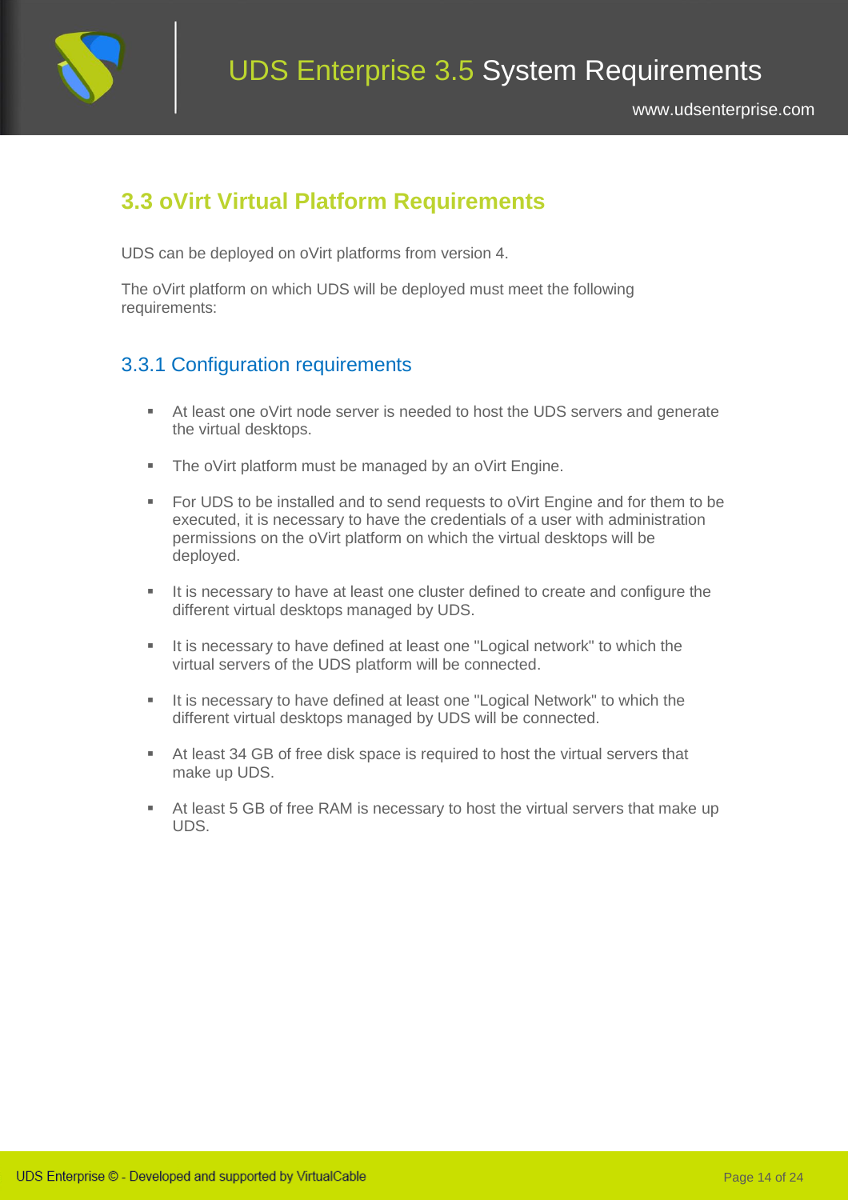## 3.3 oVirt Virtual Platform Requirements

UDS can be deployed on oVirt platforms from version 4.

The oVirt platform on which UDS will be deployed must meet the following requirements:

### 3.3.1 Configuration requirements

- At least one oVirt node server is needed to host the UDS servers and generate the virtual desktops.
- The oVirt platform must be managed by an oVirt Engine.
- For UDS to be installed and to send requests to oVirt Engine and for them to be executed, it is necessary to have the credentials of a user with administration permissions on the oVirt platform on which the virtual desktops will be deployed.
- It is necessary to have at least one cluster defined to create and configure the different virtual desktops managed by UDS.
- It is necessary to have defined at least one "Logical network" to which the virtual servers of the UDS platform will be connected.
- It is necessary to have defined at least one "Logical Network" to which the different virtual desktops managed by UDS will be connected.
- At least 34 GB of free disk space is required to host the virtual servers that make up UDS.
- At least 5 GB of free RAM is necessary to host the virtual servers that make up UDS.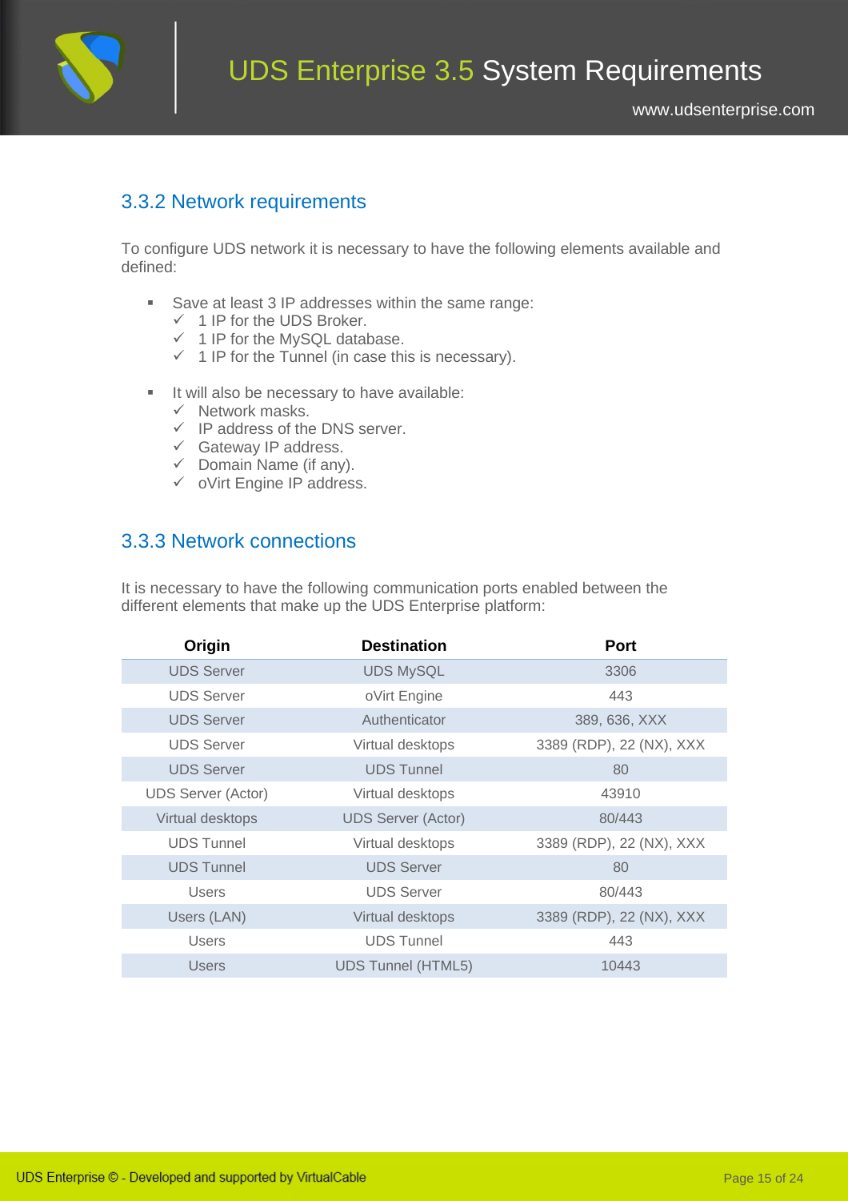### 3.3.2 Network requirements

To configure UDS network it is necessary to have the following elements available and defined:

- Save at least 3 IP addresses within the same range:
  - ✓ 1 IP for the UDS Broker.
  - ✓ 1 IP for the MySQL database.
  - ✓ 1 IP for the Tunnel (in case this is necessary).

- It will also be necessary to have available:
  - ✓ Network masks.
  - ✓ IP address of the DNS server.
  - ✓ Gateway IP address.
  - ✓ Domain Name (if any).
  - ✓ oVirt Engine IP address.

### 3.3.3 Network connections

It is necessary to have the following communication ports enabled between the different elements that make up the UDS Enterprise platform:

| Origin | Destination | Port |
|---|---|---|
| UDS Server | UDS MySQL | 3306 |
| UDS Server | oVirt Engine | 443 |
| UDS Server | Authenticator | 389, 636, XXX |
| UDS Server | Virtual desktops | 3389 (RDP), 22 (NX), XXX |
| UDS Server | UDS Tunnel | 80 |
| UDS Server (Actor) | Virtual desktops | 43910 |
| Virtual desktops | UDS Server (Actor) | 80/443 |
| UDS Tunnel | Virtual desktops | 3389 (RDP), 22 (NX), XXX |
| UDS Tunnel | UDS Server | 80 |
| Users | UDS Server | 80/443 |
| Users (LAN) | Virtual desktops | 3389 (RDP), 22 (NX), XXX |
| Users | UDS Tunnel | 443 |
| Users | UDS Tunnel (HTML5) | 10443 |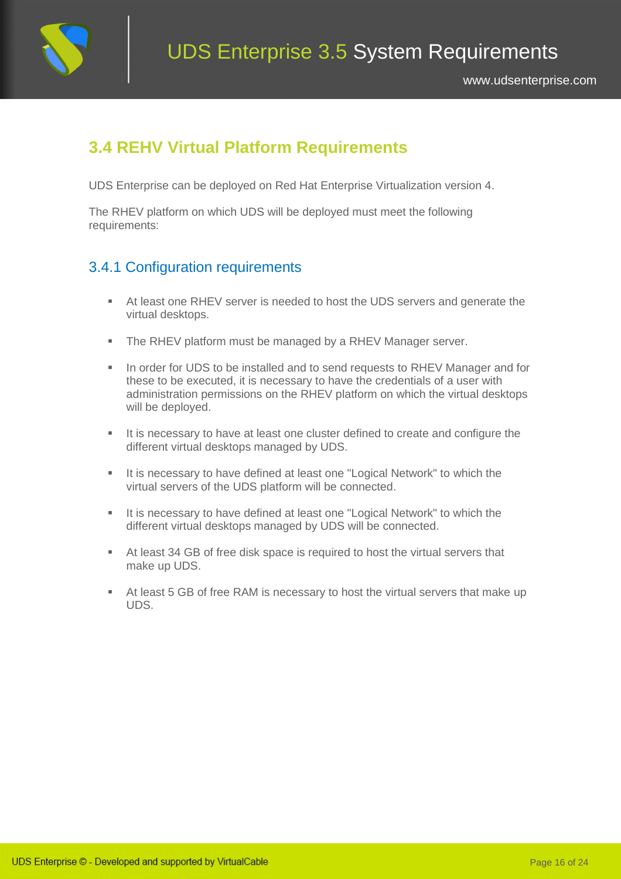## 3.4 REHV Virtual Platform Requirements

UDS Enterprise can be deployed on Red Hat Enterprise Virtualization version 4.

The RHEV platform on which UDS will be deployed must meet the following requirements:

### 3.4.1 Configuration requirements

- At least one RHEV server is needed to host the UDS servers and generate the virtual desktops.
- The RHEV platform must be managed by a RHEV Manager server.
- In order for UDS to be installed and to send requests to RHEV Manager and for these to be executed, it is necessary to have the credentials of a user with administration permissions on the RHEV platform on which the virtual desktops will be deployed.
- It is necessary to have at least one cluster defined to create and configure the different virtual desktops managed by UDS.
- It is necessary to have defined at least one "Logical Network" to which the virtual servers of the UDS platform will be connected.
- It is necessary to have defined at least one "Logical Network" to which the different virtual desktops managed by UDS will be connected.
- At least 34 GB of free disk space is required to host the virtual servers that make up UDS.
- At least 5 GB of free RAM is necessary to host the virtual servers that make up UDS.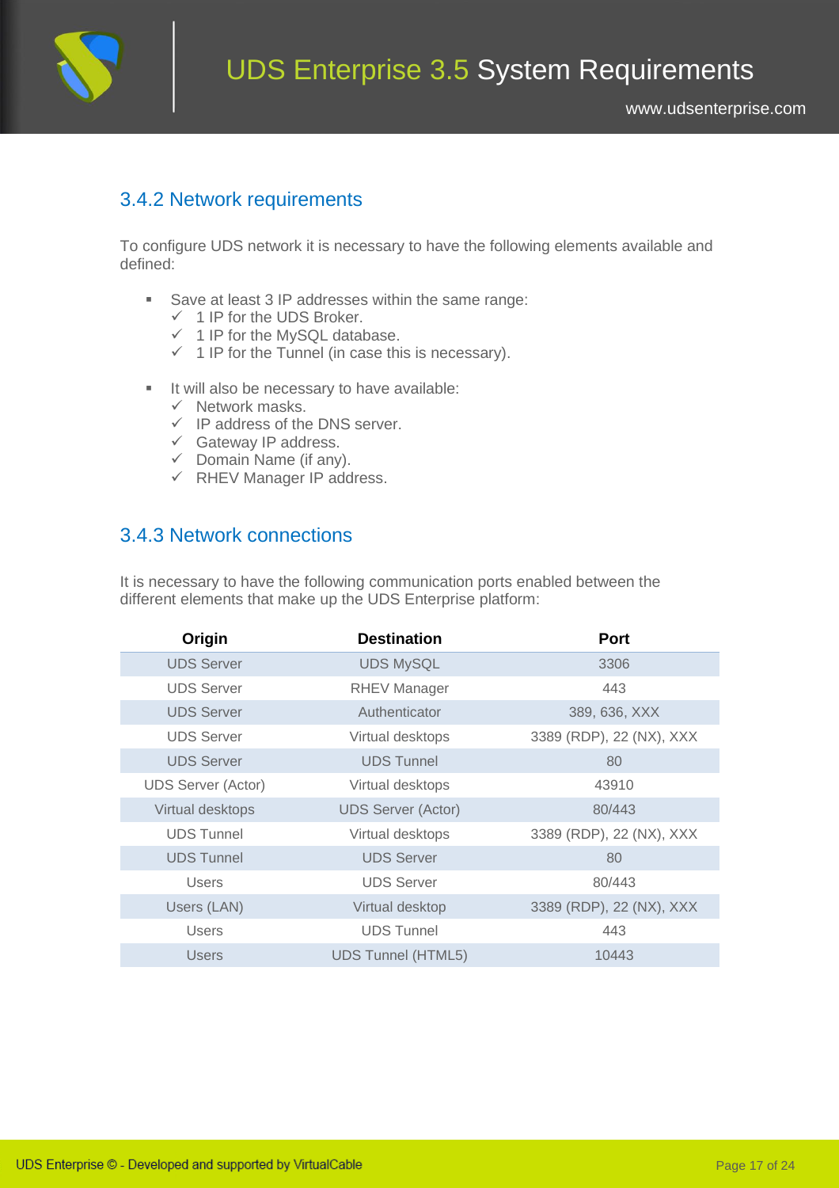### 3.4.2 Network requirements

To configure UDS network it is necessary to have the following elements available and defined:

- Save at least 3 IP addresses within the same range:
  - ✓ 1 IP for the UDS Broker.
  - ✓ 1 IP for the MySQL database.
  - ✓ 1 IP for the Tunnel (in case this is necessary).

- It will also be necessary to have available:
  - ✓ Network masks.
  - ✓ IP address of the DNS server.
  - ✓ Gateway IP address.
  - ✓ Domain Name (if any).
  - ✓ RHEV Manager IP address.

### 3.4.3 Network connections

It is necessary to have the following communication ports enabled between the different elements that make up the UDS Enterprise platform:

| Origin | Destination | Port |
|---|---|---|
| UDS Server | UDS MySQL | 3306 |
| UDS Server | RHEV Manager | 443 |
| UDS Server | Authenticator | 389, 636, XXX |
| UDS Server | Virtual desktops | 3389 (RDP), 22 (NX), XXX |
| UDS Server | UDS Tunnel | 80 |
| UDS Server (Actor) | Virtual desktops | 43910 |
| Virtual desktops | UDS Server (Actor) | 80/443 |
| UDS Tunnel | Virtual desktops | 3389 (RDP), 22 (NX), XXX |
| UDS Tunnel | UDS Server | 80 |
| Users | UDS Server | 80/443 |
| Users (LAN) | Virtual desktop | 3389 (RDP), 22 (NX), XXX |
| Users | UDS Tunnel | 443 |
| Users | UDS Tunnel (HTML5) | 10443 |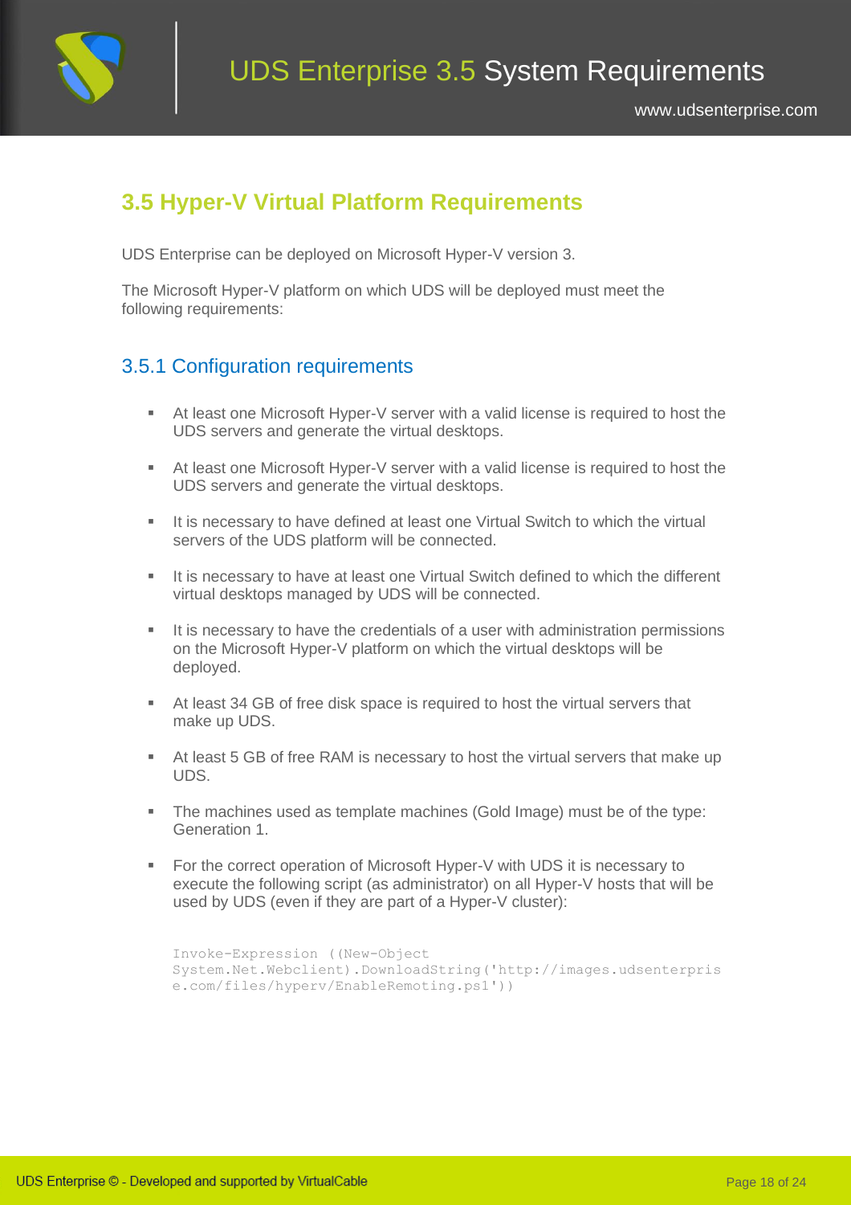## 3.5 Hyper-V Virtual Platform Requirements

UDS Enterprise can be deployed on Microsoft Hyper-V version 3.

The Microsoft Hyper-V platform on which UDS will be deployed must meet the following requirements:

### 3.5.1 Configuration requirements

- At least one Microsoft Hyper-V server with a valid license is required to host the UDS servers and generate the virtual desktops.
- At least one Microsoft Hyper-V server with a valid license is required to host the UDS servers and generate the virtual desktops.
- It is necessary to have defined at least one Virtual Switch to which the virtual servers of the UDS platform will be connected.
- It is necessary to have at least one Virtual Switch defined to which the different virtual desktops managed by UDS will be connected.
- It is necessary to have the credentials of a user with administration permissions on the Microsoft Hyper-V platform on which the virtual desktops will be deployed.
- At least 34 GB of free disk space is required to host the virtual servers that make up UDS.
- At least 5 GB of free RAM is necessary to host the virtual servers that make up UDS.
- The machines used as template machines (Gold Image) must be of the type: Generation 1.
- For the correct operation of Microsoft Hyper-V with UDS it is necessary to execute the following script (as administrator) on all Hyper-V hosts that will be used by UDS (even if they are part of a Hyper-V cluster):

```
Invoke-Expression ((New-Object System.Net.Webclient).DownloadString('http://images.udsenterprise.com/files/hyperv/EnableRemoting.ps1'))
```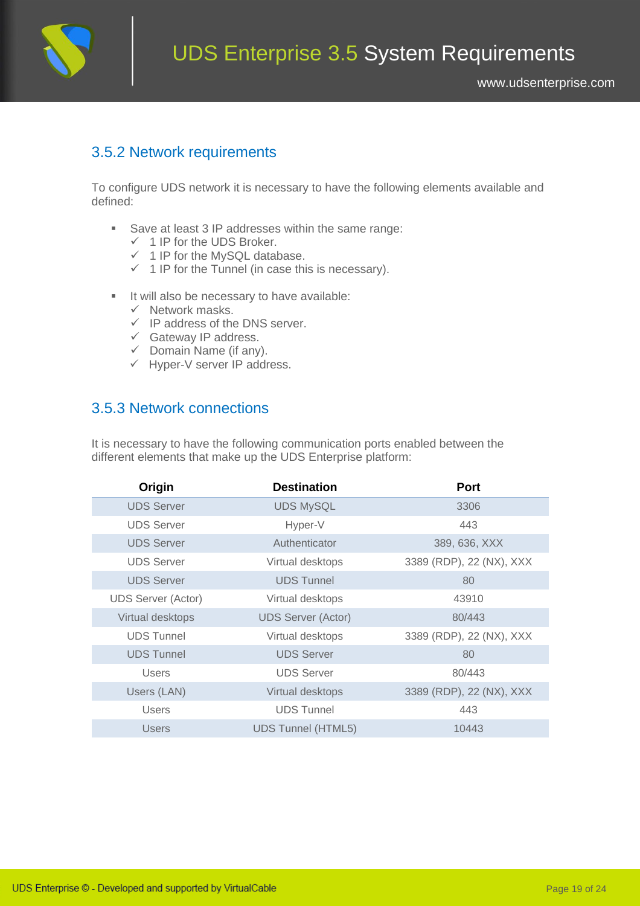## 3.5.2 Network requirements

To configure UDS network it is necessary to have the following elements available and defined:

- Save at least 3 IP addresses within the same range:
  - ✓ 1 IP for the UDS Broker.
  - ✓ 1 IP for the MySQL database.
  - ✓ 1 IP for the Tunnel (in case this is necessary).

- It will also be necessary to have available:
  - ✓ Network masks.
  - ✓ IP address of the DNS server.
  - ✓ Gateway IP address.
  - ✓ Domain Name (if any).
  - ✓ Hyper-V server IP address.

## 3.5.3 Network connections

It is necessary to have the following communication ports enabled between the different elements that make up the UDS Enterprise platform:

| Origin | Destination | Port |
|---|---|---|
| UDS Server | UDS MySQL | 3306 |
| UDS Server | Hyper-V | 443 |
| UDS Server | Authenticator | 389, 636, XXX |
| UDS Server | Virtual desktops | 3389 (RDP), 22 (NX), XXX |
| UDS Server | UDS Tunnel | 80 |
| UDS Server (Actor) | Virtual desktops | 43910 |
| Virtual desktops | UDS Server (Actor) | 80/443 |
| UDS Tunnel | Virtual desktops | 3389 (RDP), 22 (NX), XXX |
| UDS Tunnel | UDS Server | 80 |
| Users | UDS Server | 80/443 |
| Users (LAN) | Virtual desktops | 3389 (RDP), 22 (NX), XXX |
| Users | UDS Tunnel | 443 |
| Users | UDS Tunnel (HTML5) | 10443 |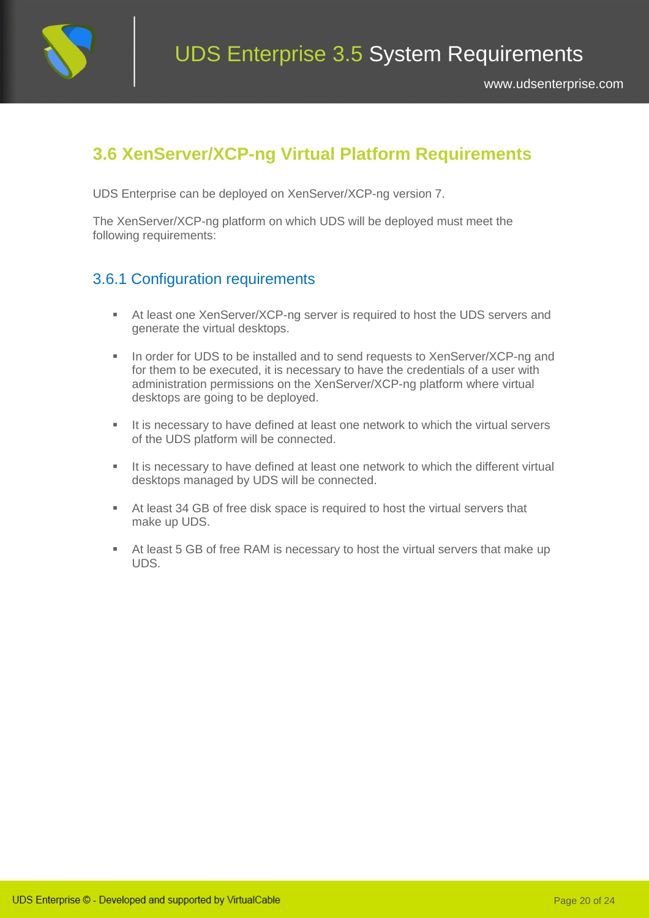## 3.6 XenServer/XCP-ng Virtual Platform Requirements

UDS Enterprise can be deployed on XenServer/XCP-ng version 7.

The XenServer/XCP-ng platform on which UDS will be deployed must meet the following requirements:

### 3.6.1 Configuration requirements

- At least one XenServer/XCP-ng server is required to host the UDS servers and generate the virtual desktops.
- In order for UDS to be installed and to send requests to XenServer/XCP-ng and for them to be executed, it is necessary to have the credentials of a user with administration permissions on the XenServer/XCP-ng platform where virtual desktops are going to be deployed.
- It is necessary to have defined at least one network to which the virtual servers of the UDS platform will be connected.
- It is necessary to have defined at least one network to which the different virtual desktops managed by UDS will be connected.
- At least 34 GB of free disk space is required to host the virtual servers that make up UDS.
- At least 5 GB of free RAM is necessary to host the virtual servers that make up UDS.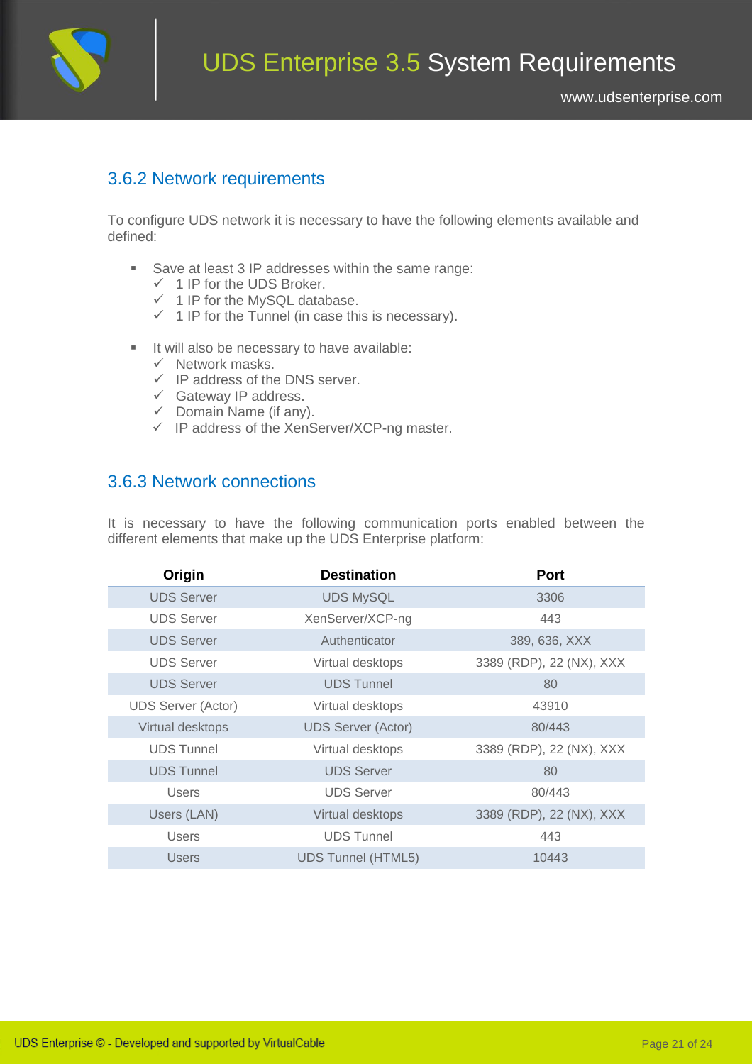### 3.6.2 Network requirements

To configure UDS network it is necessary to have the following elements available and defined:

- Save at least 3 IP addresses within the same range:
  - ✓ 1 IP for the UDS Broker.
  - ✓ 1 IP for the MySQL database.
  - ✓ 1 IP for the Tunnel (in case this is necessary).

- It will also be necessary to have available:
  - ✓ Network masks.
  - ✓ IP address of the DNS server.
  - ✓ Gateway IP address.
  - ✓ Domain Name (if any).
  - ✓ IP address of the XenServer/XCP-ng master.

### 3.6.3 Network connections

It is necessary to have the following communication ports enabled between the different elements that make up the UDS Enterprise platform:

| Origin | Destination | Port |
|---|---|---|
| UDS Server | UDS MySQL | 3306 |
| UDS Server | XenServer/XCP-ng | 443 |
| UDS Server | Authenticator | 389, 636, XXX |
| UDS Server | Virtual desktops | 3389 (RDP), 22 (NX), XXX |
| UDS Server | UDS Tunnel | 80 |
| UDS Server (Actor) | Virtual desktops | 43910 |
| Virtual desktops | UDS Server (Actor) | 80/443 |
| UDS Tunnel | Virtual desktops | 3389 (RDP), 22 (NX), XXX |
| UDS Tunnel | UDS Server | 80 |
| Users | UDS Server | 80/443 |
| Users (LAN) | Virtual desktops | 3389 (RDP), 22 (NX), XXX |
| Users | UDS Tunnel | 443 |
| Users | UDS Tunnel (HTML5) | 10443 |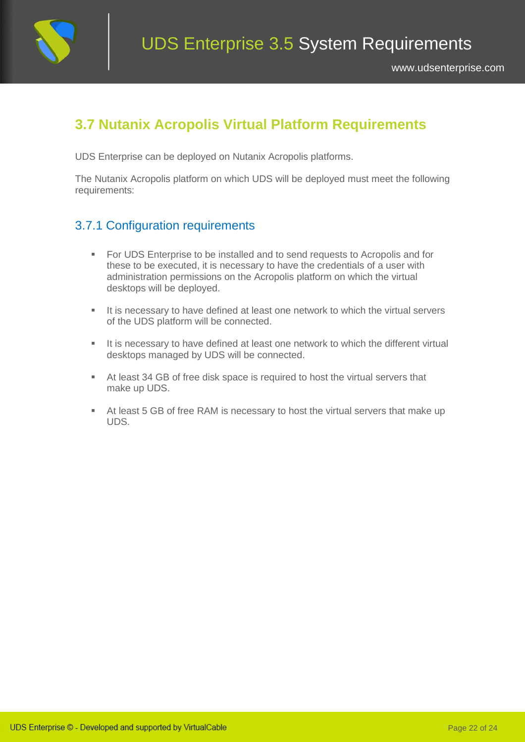## 3.7 Nutanix Acropolis Virtual Platform Requirements

UDS Enterprise can be deployed on Nutanix Acropolis platforms.

The Nutanix Acropolis platform on which UDS will be deployed must meet the following requirements:

### 3.7.1 Configuration requirements

- For UDS Enterprise to be installed and to send requests to Acropolis and for these to be executed, it is necessary to have the credentials of a user with administration permissions on the Acropolis platform on which the virtual desktops will be deployed.
- It is necessary to have defined at least one network to which the virtual servers of the UDS platform will be connected.
- It is necessary to have defined at least one network to which the different virtual desktops managed by UDS will be connected.
- At least 34 GB of free disk space is required to host the virtual servers that make up UDS.
- At least 5 GB of free RAM is necessary to host the virtual servers that make up UDS.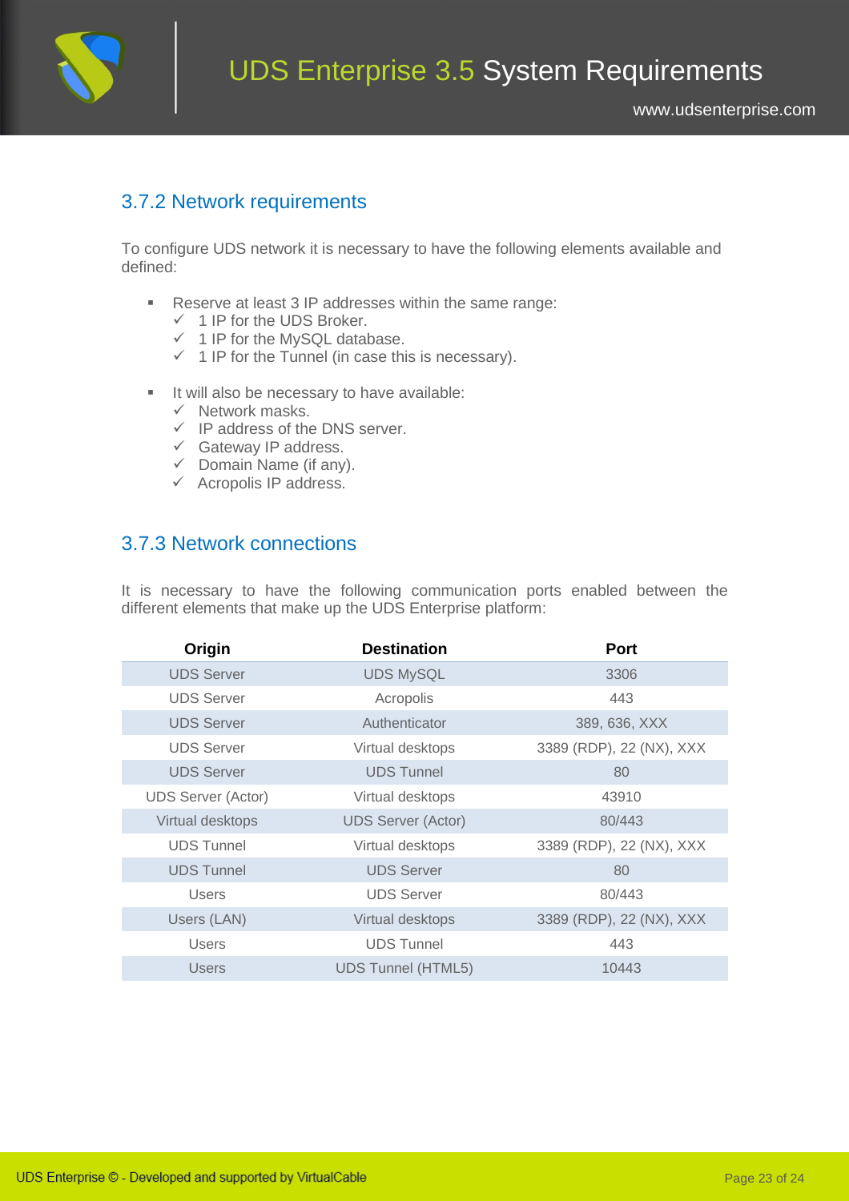## 3.7.2 Network requirements

To configure UDS network it is necessary to have the following elements available and defined:

- Reserve at least 3 IP addresses within the same range:
  - ✓ 1 IP for the UDS Broker.
  - ✓ 1 IP for the MySQL database.
  - ✓ 1 IP for the Tunnel (in case this is necessary).

- It will also be necessary to have available:
  - ✓ Network masks.
  - ✓ IP address of the DNS server.
  - ✓ Gateway IP address.
  - ✓ Domain Name (if any).
  - ✓ Acropolis IP address.

## 3.7.3 Network connections

It is necessary to have the following communication ports enabled between the different elements that make up the UDS Enterprise platform:

| Origin | Destination | Port |
|---|---|---|
| UDS Server | UDS MySQL | 3306 |
| UDS Server | Acropolis | 443 |
| UDS Server | Authenticator | 389, 636, XXX |
| UDS Server | Virtual desktops | 3389 (RDP), 22 (NX), XXX |
| UDS Server | UDS Tunnel | 80 |
| UDS Server (Actor) | Virtual desktops | 43910 |
| Virtual desktops | UDS Server (Actor) | 80/443 |
| UDS Tunnel | Virtual desktops | 3389 (RDP), 22 (NX), XXX |
| UDS Tunnel | UDS Server | 80 |
| Users | UDS Server | 80/443 |
| Users (LAN) | Virtual desktops | 3389 (RDP), 22 (NX), XXX |
| Users | UDS Tunnel | 443 |
| Users | UDS Tunnel (HTML5) | 10443 |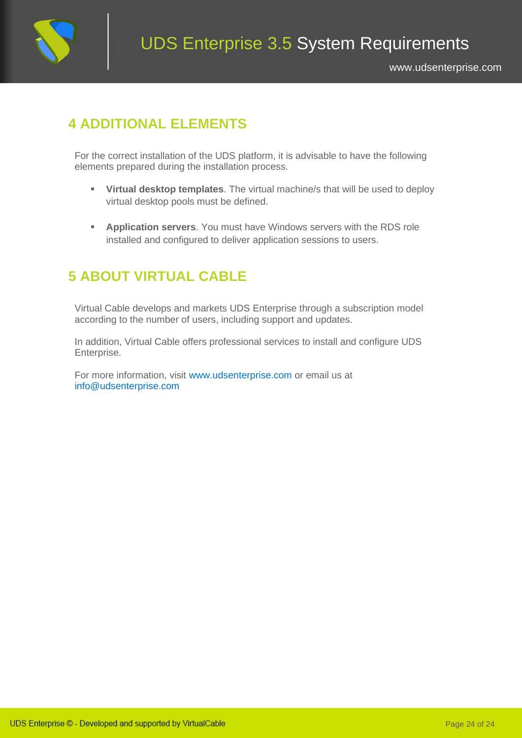## 4 ADDITIONAL ELEMENTS

For the correct installation of the UDS platform, it is advisable to have the following elements prepared during the installation process.

- **Virtual desktop templates**. The virtual machine/s that will be used to deploy virtual desktop pools must be defined.
- **Application servers**. You must have Windows servers with the RDS role installed and configured to deliver application sessions to users.

## 5 ABOUT VIRTUAL CABLE

Virtual Cable develops and markets UDS Enterprise through a subscription model according to the number of users, including support and updates.

In addition, Virtual Cable offers professional services to install and configure UDS Enterprise.

For more information, visit www.udsenterprise.com or email us at info@udsenterprise.com